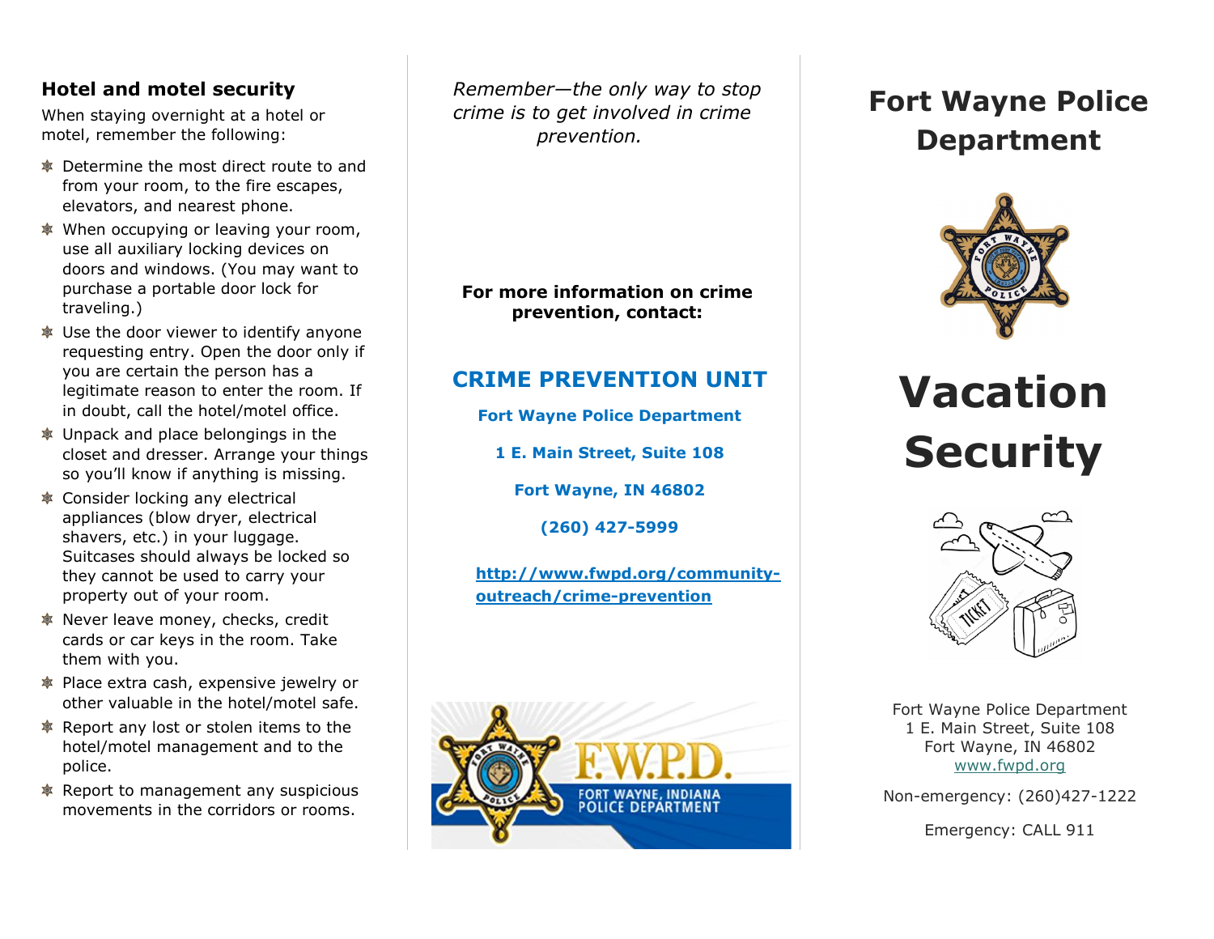## Hotel and motel security

When staying overnight at a hotel or motel, remember the following:

- Determine the most direct route to and from your room, to the fire escapes, elevators, and nearest phone.
- When occupying or leaving your room, use all auxiliary locking devices on doors and windows. (You may want to purchase a portable door lock for traveling.)
- Use the door viewer to identify anyone requesting entry. Open the door only if you are certain the person has a legitimate reason to enter the room. If in doubt, call the hotel/motel office.
- Unpack and place belongings in the closet and dresser. Arrange your things so you'll know if anything is missing.
- Consider locking any electrical appliances (blow dryer, electrical shavers, etc.) in your luggage. Suitcases should always be locked so they cannot be used to carry your property out of your room.
- Never leave money, checks, credit cards or car keys in the room. Take them with you.
- Place extra cash, expensive jewelry or other valuable in the hotel/motel safe.
- Report any lost or stolen items to the hotel/motel management and to the police.
- Report to management any suspicious movements in the corridors or rooms.

*Remember—the only way to stop crime is to get involved in crime prevention.*

**For more information on crime prevention, contact:**

## CRIME PREVENTION UNIT

**Fort Wayne Police Department**

**1 E. Main Street, Suite 108**

**Fort Wayne, IN 46802**

**(260) 427-5999**

**http://www.fwpd.org/community-outreach/crime-prevention**

F.W.P.D.
FORT WAYNE, INDIANA POLICE DEPARTMENT

# Fort Wayne Police Department

# Vacation Security

Fort Wayne Police Department
1 E. Main Street, Suite 108
Fort Wayne, IN 46802
www.fwpd.org

Non-emergency: (260)427-1222

Emergency: CALL 911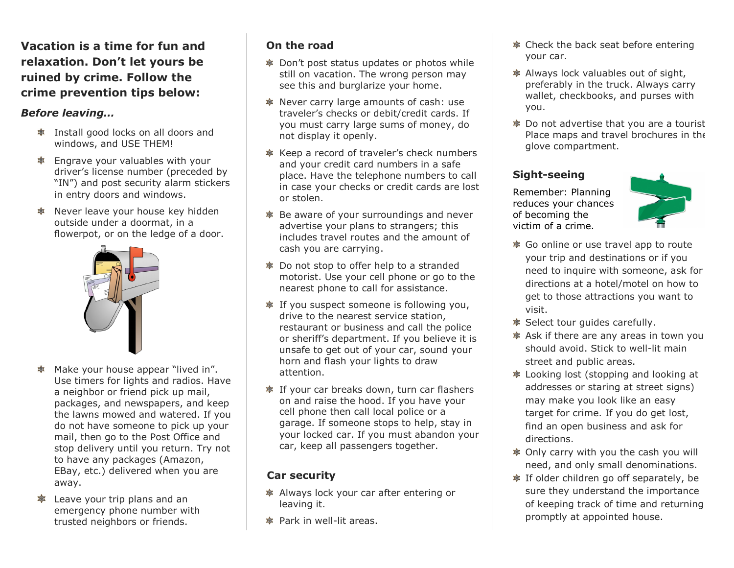**Vacation is a time for fun and relaxation. Don't let yours be ruined by crime. Follow the crime prevention tips below:**

*Before leaving…*

- Install good locks on all doors and windows, and USE THEM!
- Engrave your valuables with your driver's license number (preceded by "IN") and post security alarm stickers in entry doors and windows.
- Never leave your house key hidden outside under a doormat, in a flowerpot, or on the ledge of a door.
- Make your house appear "lived in". Use timers for lights and radios. Have a neighbor or friend pick up mail, packages, and newspapers, and keep the lawns mowed and watered. If you do not have someone to pick up your mail, then go to the Post Office and stop delivery until you return. Try not to have any packages (Amazon, EBay, etc.) delivered when you are away.
- Leave your trip plans and an emergency phone number with trusted neighbors or friends.

## On the road

- Don't post status updates or photos while still on vacation. The wrong person may see this and burglarize your home.
- Never carry large amounts of cash: use traveler's checks or debit/credit cards. If you must carry large sums of money, do not display it openly.
- Keep a record of traveler's check numbers and your credit card numbers in a safe place. Have the telephone numbers to call in case your checks or credit cards are lost or stolen.
- Be aware of your surroundings and never advertise your plans to strangers; this includes travel routes and the amount of cash you are carrying.
- Do not stop to offer help to a stranded motorist. Use your cell phone or go to the nearest phone to call for assistance.
- If you suspect someone is following you, drive to the nearest service station, restaurant or business and call the police or sheriff's department. If you believe it is unsafe to get out of your car, sound your horn and flash your lights to draw attention.
- If your car breaks down, turn car flashers on and raise the hood. If you have your cell phone then call local police or a garage. If someone stops to help, stay in your locked car. If you must abandon your car, keep all passengers together.

## Car security

- Always lock your car after entering or leaving it.
- Park in well-lit areas.
- Check the back seat before entering your car.
- Always lock valuables out of sight, preferably in the truck. Always carry wallet, checkbooks, and purses with you.
- Do not advertise that you are a tourist Place maps and travel brochures in the glove compartment.

## Sight-seeing

Remember: Planning reduces your chances of becoming the victim of a crime.

- Go online or use travel app to route your trip and destinations or if you need to inquire with someone, ask for directions at a hotel/motel on how to get to those attractions you want to visit.
- Select tour guides carefully.
- Ask if there are any areas in town you should avoid. Stick to well-lit main street and public areas.
- Looking lost (stopping and looking at addresses or staring at street signs) may make you look like an easy target for crime. If you do get lost, find an open business and ask for directions.
- Only carry with you the cash you will need, and only small denominations.
- If older children go off separately, be sure they understand the importance of keeping track of time and returning promptly at appointed house.